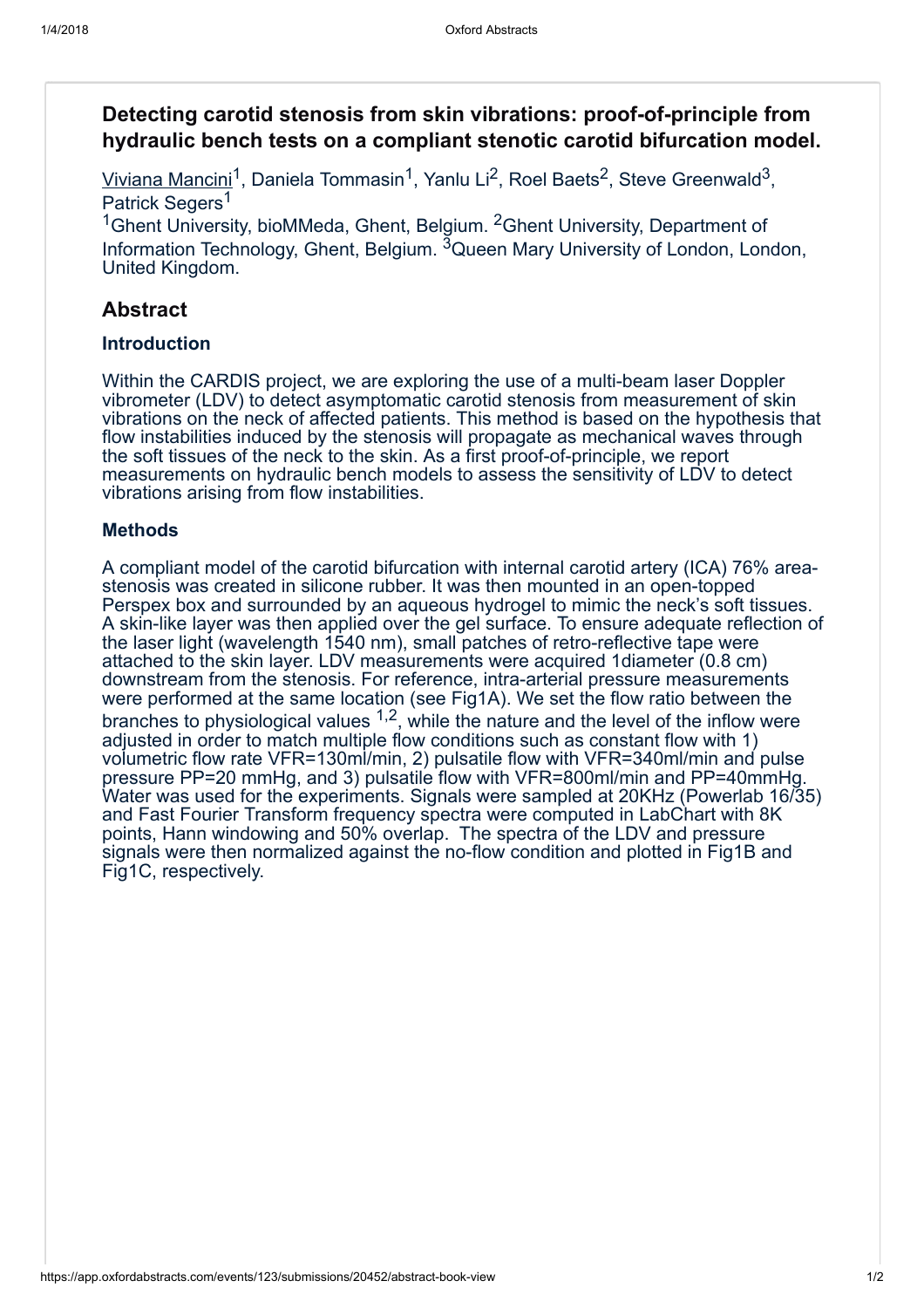# Detecting carotid stenosis from skin vibrations: proof-of-principle from hydraulic bench tests on a compliant stenotic carotid bifurcation model.

Viviana Mancini[1], Daniela Tommasin[1], Yanlu Li[2], Roel Baets[2], Steve Greenwald[3], Patrick Segers[1]

[1]Ghent University, bioMMeda, Ghent, Belgium. [2]Ghent University, Department of Information Technology, Ghent, Belgium. [3]Queen Mary University of London, London, United Kingdom.

## Abstract

### Introduction

Within the CARDIS project, we are exploring the use of a multi-beam laser Doppler vibrometer (LDV) to detect asymptomatic carotid stenosis from measurement of skin vibrations on the neck of affected patients. This method is based on the hypothesis that flow instabilities induced by the stenosis will propagate as mechanical waves through the soft tissues of the neck to the skin. As a first proof-of-principle, we report measurements on hydraulic bench models to assess the sensitivity of LDV to detect vibrations arising from flow instabilities.

### Methods

A compliant model of the carotid bifurcation with internal carotid artery (ICA) 76% area-stenosis was created in silicone rubber. It was then mounted in an open-topped Perspex box and surrounded by an aqueous hydrogel to mimic the neck's soft tissues. A skin-like layer was then applied over the gel surface. To ensure adequate reflection of the laser light (wavelength 1540 nm), small patches of retro-reflective tape were attached to the skin layer. LDV measurements were acquired 1diameter (0.8 cm) downstream from the stenosis. For reference, intra-arterial pressure measurements were performed at the same location (see Fig1A). We set the flow ratio between the branches to physiological values [1,2], while the nature and the level of the inflow were adjusted in order to match multiple flow conditions such as constant flow with 1) volumetric flow rate VFR=130ml/min, 2) pulsatile flow with VFR=340ml/min and pulse pressure PP=20 mmHg, and 3) pulsatile flow with VFR=800ml/min and PP=40mmHg. Water was used for the experiments. Signals were sampled at 20KHz (Powerlab 16/35) and Fast Fourier Transform frequency spectra were computed in LabChart with 8K points, Hann windowing and 50% overlap. The spectra of the LDV and pressure signals were then normalized against the no-flow condition and plotted in Fig1B and Fig1C, respectively.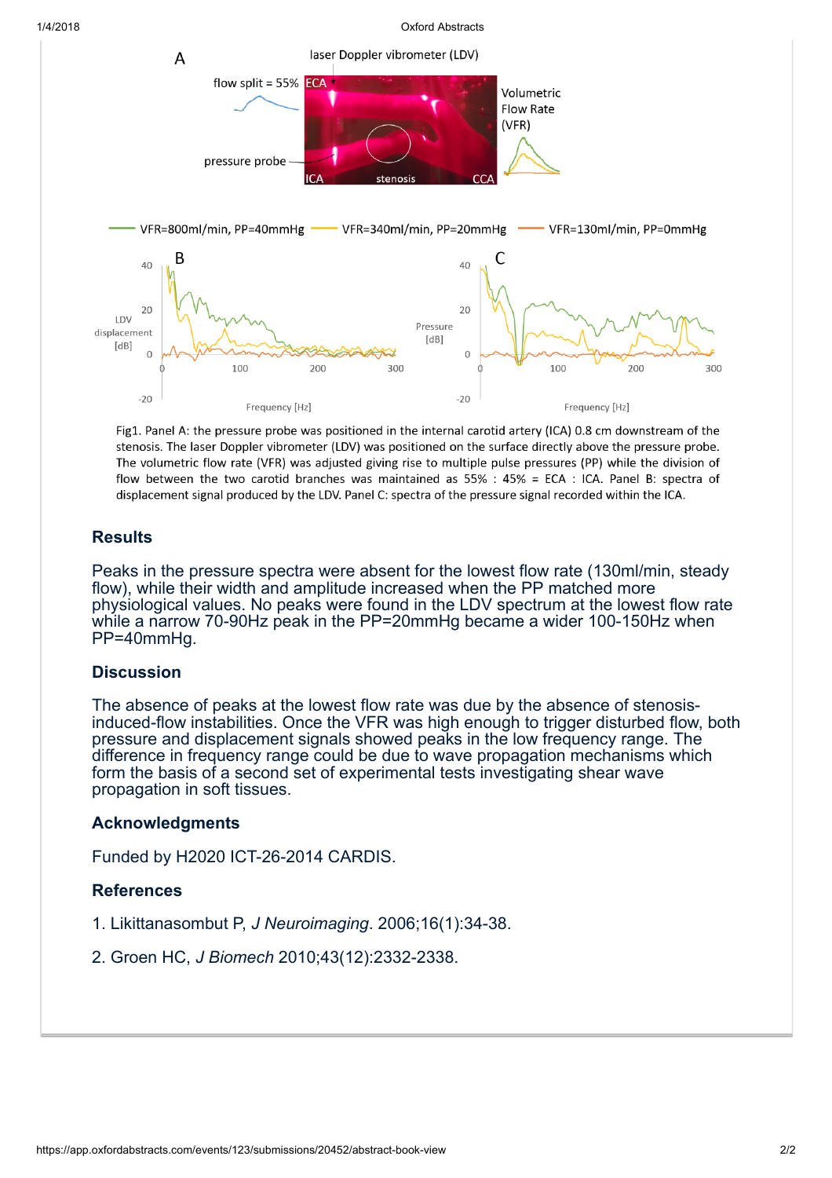A

laser Doppler vibrometer (LDV)

flow split = 55%

ECA

Volumetric Flow Rate (VFR)

pressure probe

ICA

stenosis

CCA

VFR=800ml/min, PP=40mmHg

VFR=340ml/min, PP=20mmHg

VFR=130ml/min, PP=0mmHg

B

40

20

0

-20

LDV displacement [dB]

0

100

200

300

Frequency [Hz]

C

40

20

0

-20

Pressure [dB]

0

100

200

300

Frequency [Hz]

Fig1. Panel A: the pressure probe was positioned in the internal carotid artery (ICA) 0.8 cm downstream of the stenosis. The laser Doppler vibrometer (LDV) was positioned on the surface directly above the pressure probe. The volumetric flow rate (VFR) was adjusted giving rise to multiple pulse pressures (PP) while the division of flow between the two carotid branches was maintained as 55% : 45% = ECA : ICA. Panel B: spectra of displacement signal produced by the LDV. Panel C: spectra of the pressure signal recorded within the ICA.

## Results

Peaks in the pressure spectra were absent for the lowest flow rate (130ml/min, steady flow), while their width and amplitude increased when the PP matched more physiological values. No peaks were found in the LDV spectrum at the lowest flow rate while a narrow 70-90Hz peak in the PP=20mmHg became a wider 100-150Hz when PP=40mmHg.

## Discussion

The absence of peaks at the lowest flow rate was due by the absence of stenosis-induced-flow instabilities. Once the VFR was high enough to trigger disturbed flow, both pressure and displacement signals showed peaks in the low frequency range. The difference in frequency range could be due to wave propagation mechanisms which form the basis of a second set of experimental tests investigating shear wave propagation in soft tissues.

## Acknowledgments

Funded by H2020 ICT-26-2014 CARDIS.

## References

1. Likittanasombut P, *J Neuroimaging*. 2006;16(1):34-38.

2. Groen HC, *J Biomech* 2010;43(12):2332-2338.